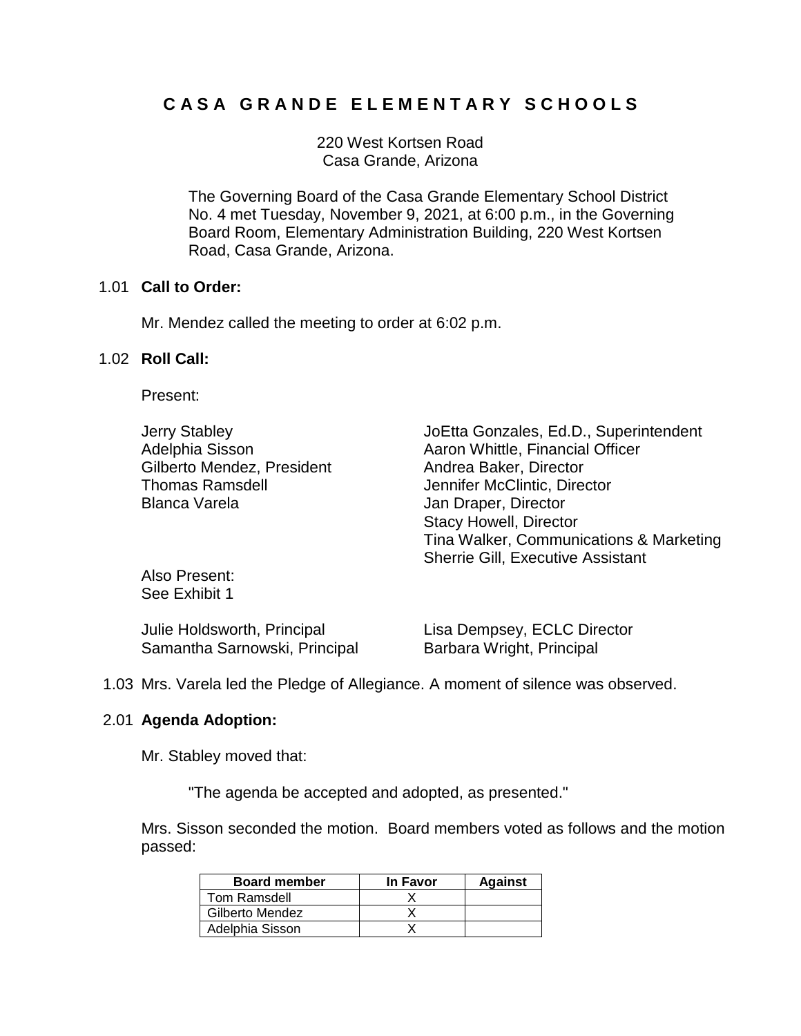# CASA GRANDE ELEMENTARY SCHOOLS

220 West Kortsen Road
Casa Grande, Arizona

The Governing Board of the Casa Grande Elementary School District No. 4 met Tuesday, November 9, 2021, at 6:00 p.m., in the Governing Board Room, Elementary Administration Building, 220 West Kortsen Road, Casa Grande, Arizona.

1.01 **Call to Order:**

Mr. Mendez called the meeting to order at 6:02 p.m.

1.02 **Roll Call:**

Present:

Jerry Stabley
Adelphia Sisson
Gilberto Mendez, President
Thomas Ramsdell
Blanca Varela

JoEtta Gonzales, Ed.D., Superintendent
Aaron Whittle, Financial Officer
Andrea Baker, Director
Jennifer McClintic, Director
Jan Draper, Director
Stacy Howell, Director
Tina Walker, Communications & Marketing
Sherrie Gill, Executive Assistant

Also Present:
See Exhibit 1

Julie Holdsworth, Principal
Samantha Sarnowski, Principal
Lisa Dempsey, ECLC Director
Barbara Wright, Principal

1.03 Mrs. Varela led the Pledge of Allegiance. A moment of silence was observed.

2.01 **Agenda Adoption:**

Mr. Stabley moved that:

"The agenda be accepted and adopted, as presented."

Mrs. Sisson seconded the motion. Board members voted as follows and the motion passed:

| Board member | In Favor | Against |
|---|---|---|
| Tom Ramsdell | X | |
| Gilberto Mendez | X | |
| Adelphia Sisson | X | |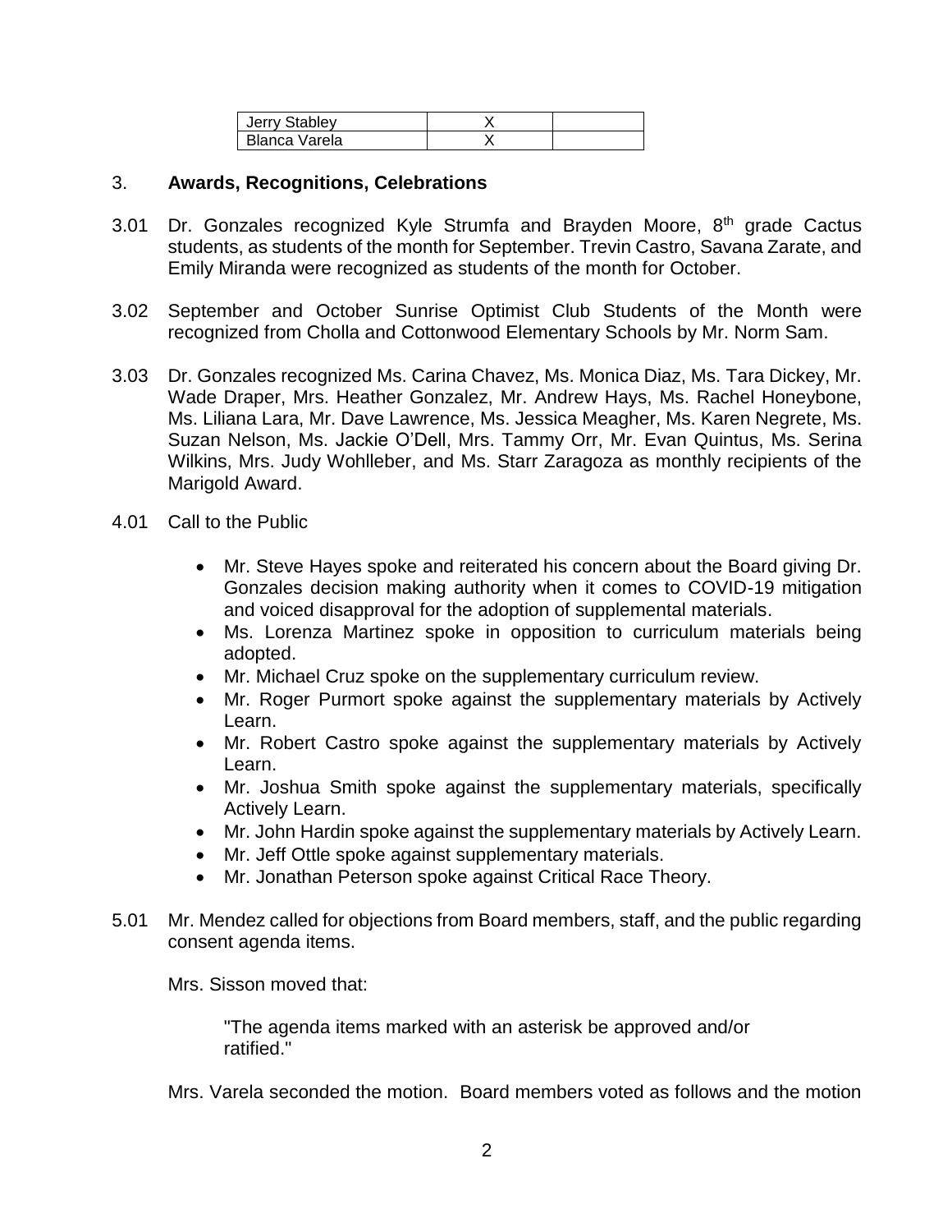| Jerry Stabley | X | |
|---|---|---|
| Blanca Varela | X | |

3. **Awards, Recognitions, Celebrations**

3.01 Dr. Gonzales recognized Kyle Strumfa and Brayden Moore, 8th grade Cactus students, as students of the month for September. Trevin Castro, Savana Zarate, and Emily Miranda were recognized as students of the month for October.

3.02 September and October Sunrise Optimist Club Students of the Month were recognized from Cholla and Cottonwood Elementary Schools by Mr. Norm Sam.

3.03 Dr. Gonzales recognized Ms. Carina Chavez, Ms. Monica Diaz, Ms. Tara Dickey, Mr. Wade Draper, Mrs. Heather Gonzalez, Mr. Andrew Hays, Ms. Rachel Honeybone, Ms. Liliana Lara, Mr. Dave Lawrence, Ms. Jessica Meagher, Ms. Karen Negrete, Ms. Suzan Nelson, Ms. Jackie O'Dell, Mrs. Tammy Orr, Mr. Evan Quintus, Ms. Serina Wilkins, Mrs. Judy Wohlleber, and Ms. Starr Zaragoza as monthly recipients of the Marigold Award.

4.01 Call to the Public

- Mr. Steve Hayes spoke and reiterated his concern about the Board giving Dr. Gonzales decision making authority when it comes to COVID-19 mitigation and voiced disapproval for the adoption of supplemental materials.
- Ms. Lorenza Martinez spoke in opposition to curriculum materials being adopted.
- Mr. Michael Cruz spoke on the supplementary curriculum review.
- Mr. Roger Purmort spoke against the supplementary materials by Actively Learn.
- Mr. Robert Castro spoke against the supplementary materials by Actively Learn.
- Mr. Joshua Smith spoke against the supplementary materials, specifically Actively Learn.
- Mr. John Hardin spoke against the supplementary materials by Actively Learn.
- Mr. Jeff Ottle spoke against supplementary materials.
- Mr. Jonathan Peterson spoke against Critical Race Theory.

5.01 Mr. Mendez called for objections from Board members, staff, and the public regarding consent agenda items.

Mrs. Sisson moved that:

"The agenda items marked with an asterisk be approved and/or ratified."

Mrs. Varela seconded the motion. Board members voted as follows and the motion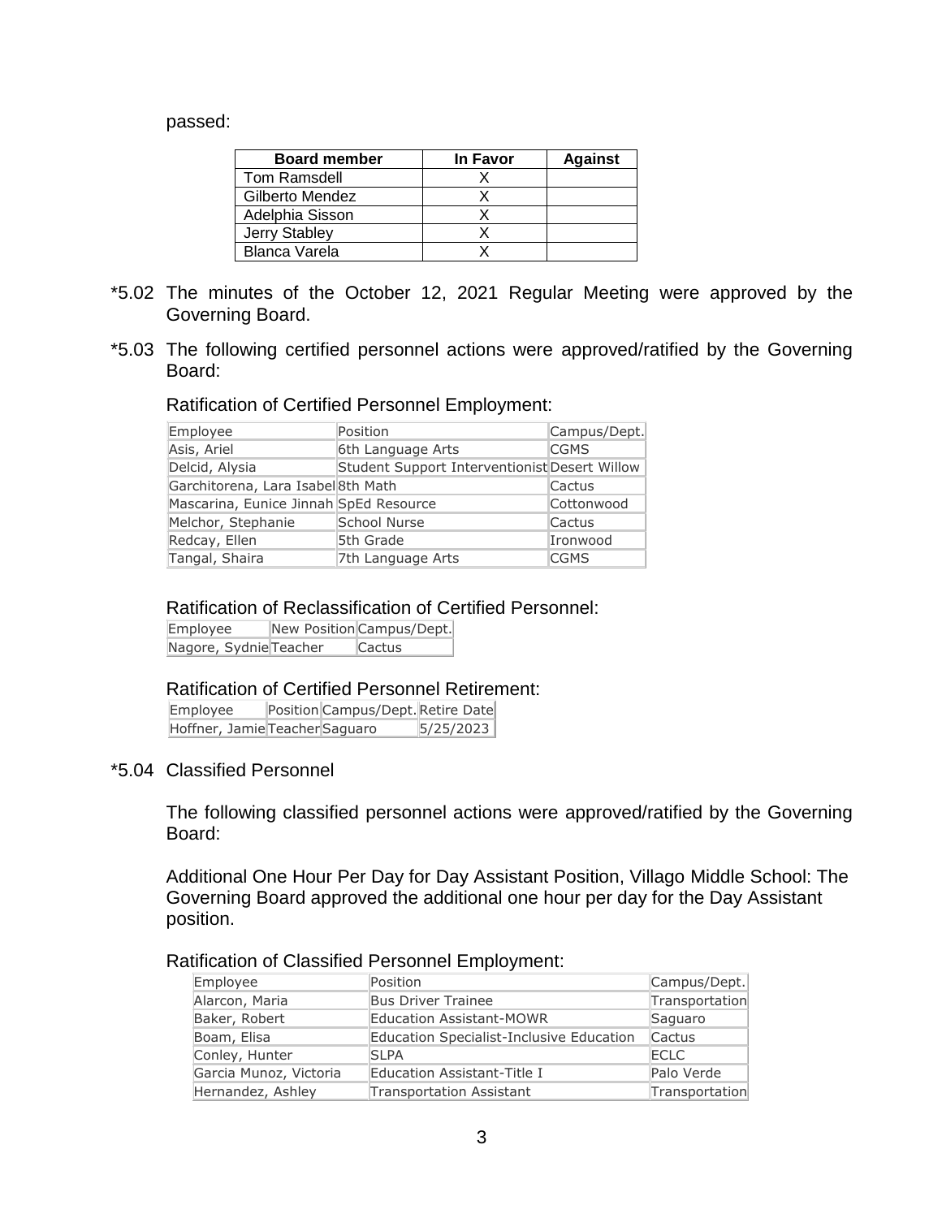passed:

| Board member | In Favor | Against |
|---|---|---|
| Tom Ramsdell | X | |
| Gilberto Mendez | X | |
| Adelphia Sisson | X | |
| Jerry Stabley | X | |
| Blanca Varela | X | |

*5.02 The minutes of the October 12, 2021 Regular Meeting were approved by the Governing Board.

*5.03 The following certified personnel actions were approved/ratified by the Governing Board:

Ratification of Certified Personnel Employment:

| Employee | Position | Campus/Dept. |
|---|---|---|
| Asis, Ariel | 6th Language Arts | CGMS |
| Delcid, Alysia | Student Support Interventionist | Desert Willow |
| Garchitorena, Lara Isabel | 8th Math | Cactus |
| Mascarina, Eunice Jinnah | SpEd Resource | Cottonwood |
| Melchor, Stephanie | School Nurse | Cactus |
| Redcay, Ellen | 5th Grade | Ironwood |
| Tangal, Shaira | 7th Language Arts | CGMS |

Ratification of Reclassification of Certified Personnel:

| Employee | New Position | Campus/Dept. |
|---|---|---|
| Nagore, Sydnie | Teacher | Cactus |

Ratification of Certified Personnel Retirement:

| Employee | Position | Campus/Dept. | Retire Date |
|---|---|---|---|
| Hoffner, Jamie | Teacher | Saguaro | 5/25/2023 |

*5.04 Classified Personnel

The following classified personnel actions were approved/ratified by the Governing Board:

Additional One Hour Per Day for Day Assistant Position, Villago Middle School: The Governing Board approved the additional one hour per day for the Day Assistant position.

Ratification of Classified Personnel Employment:

| Employee | Position | Campus/Dept. |
|---|---|---|
| Alarcon, Maria | Bus Driver Trainee | Transportation |
| Baker, Robert | Education Assistant-MOWR | Saguaro |
| Boam, Elisa | Education Specialist-Inclusive Education | Cactus |
| Conley, Hunter | SLPA | ECLC |
| Garcia Munoz, Victoria | Education Assistant-Title I | Palo Verde |
| Hernandez, Ashley | Transportation Assistant | Transportation |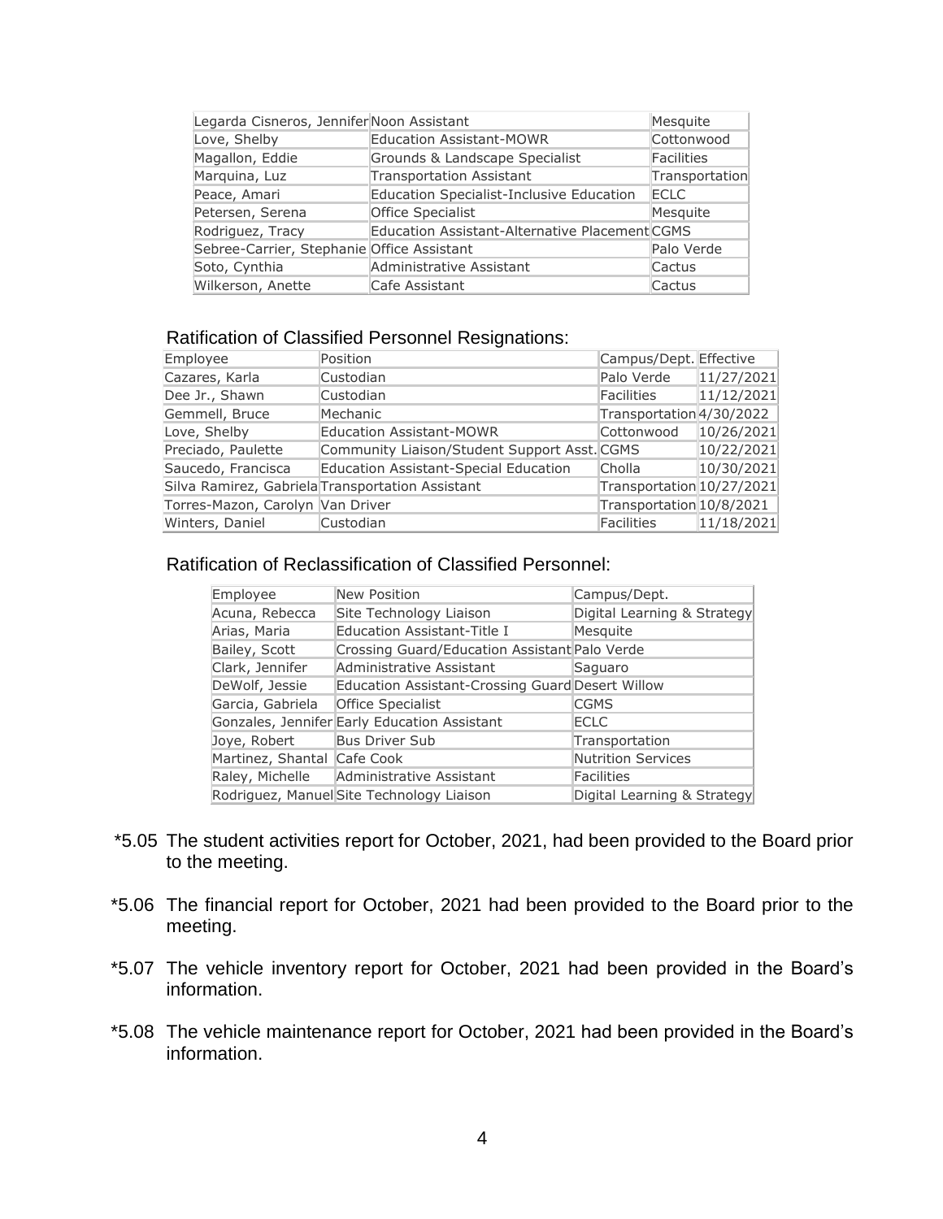| | | |
|---|---|---|
| Legarda Cisneros, Jennifer | Noon Assistant | Mesquite |
| Love, Shelby | Education Assistant-MOWR | Cottonwood |
| Magallon, Eddie | Grounds & Landscape Specialist | Facilities |
| Marquina, Luz | Transportation Assistant | Transportation |
| Peace, Amari | Education Specialist-Inclusive Education | ECLC |
| Petersen, Serena | Office Specialist | Mesquite |
| Rodriguez, Tracy | Education Assistant-Alternative Placement | CGMS |
| Sebree-Carrier, Stephanie | Office Assistant | Palo Verde |
| Soto, Cynthia | Administrative Assistant | Cactus |
| Wilkerson, Anette | Cafe Assistant | Cactus |

Ratification of Classified Personnel Resignations:

| Employee | Position | Campus/Dept. | Effective |
|---|---|---|---|
| Cazares, Karla | Custodian | Palo Verde | 11/27/2021 |
| Dee Jr., Shawn | Custodian | Facilities | 11/12/2021 |
| Gemmell, Bruce | Mechanic | Transportation | 4/30/2022 |
| Love, Shelby | Education Assistant-MOWR | Cottonwood | 10/26/2021 |
| Preciado, Paulette | Community Liaison/Student Support Asst. | CGMS | 10/22/2021 |
| Saucedo, Francisca | Education Assistant-Special Education | Cholla | 10/30/2021 |
| Silva Ramirez, Gabriela | Transportation Assistant | Transportation | 10/27/2021 |
| Torres-Mazon, Carolyn | Van Driver | Transportation | 10/8/2021 |
| Winters, Daniel | Custodian | Facilities | 11/18/2021 |

Ratification of Reclassification of Classified Personnel:

| Employee | New Position | Campus/Dept. |
|---|---|---|
| Acuna, Rebecca | Site Technology Liaison | Digital Learning & Strategy |
| Arias, Maria | Education Assistant-Title I | Mesquite |
| Bailey, Scott | Crossing Guard/Education Assistant | Palo Verde |
| Clark, Jennifer | Administrative Assistant | Saguaro |
| DeWolf, Jessie | Education Assistant-Crossing Guard | Desert Willow |
| Garcia, Gabriela | Office Specialist | CGMS |
| Gonzales, Jennifer | Early Education Assistant | ECLC |
| Joye, Robert | Bus Driver Sub | Transportation |
| Martinez, Shantal | Cafe Cook | Nutrition Services |
| Raley, Michelle | Administrative Assistant | Facilities |
| Rodriguez, Manuel | Site Technology Liaison | Digital Learning & Strategy |

*5.05 The student activities report for October, 2021, had been provided to the Board prior to the meeting.

*5.06 The financial report for October, 2021 had been provided to the Board prior to the meeting.

*5.07 The vehicle inventory report for October, 2021 had been provided in the Board's information.

*5.08 The vehicle maintenance report for October, 2021 had been provided in the Board's information.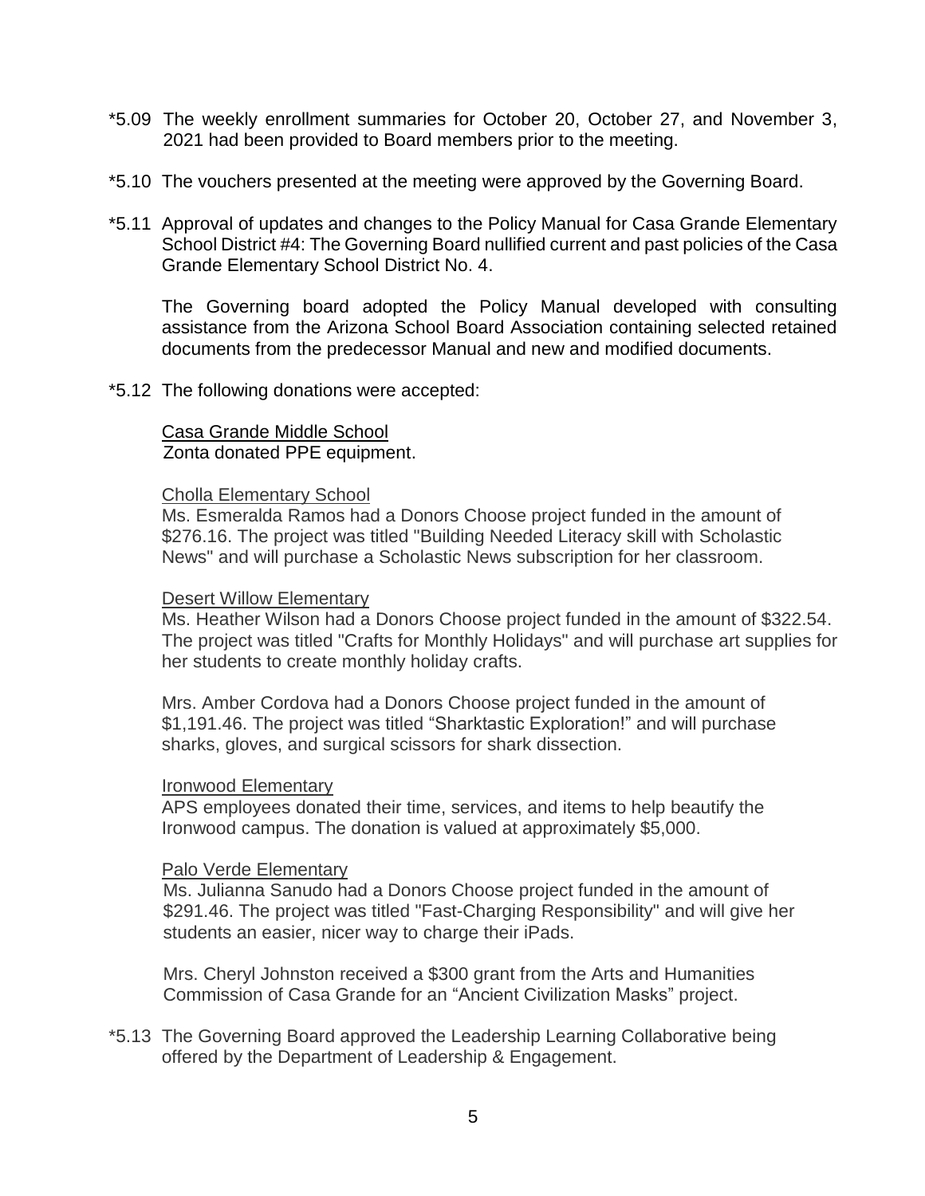*5.09 The weekly enrollment summaries for October 20, October 27, and November 3, 2021 had been provided to Board members prior to the meeting.

*5.10 The vouchers presented at the meeting were approved by the Governing Board.

*5.11 Approval of updates and changes to the Policy Manual for Casa Grande Elementary School District #4: The Governing Board nullified current and past policies of the Casa Grande Elementary School District No. 4.

The Governing board adopted the Policy Manual developed with consulting assistance from the Arizona School Board Association containing selected retained documents from the predecessor Manual and new and modified documents.

*5.12 The following donations were accepted:

<u>Casa Grande Middle School</u>
Zonta donated PPE equipment.

<u>Cholla Elementary School</u>
Ms. Esmeralda Ramos had a Donors Choose project funded in the amount of $276.16. The project was titled "Building Needed Literacy skill with Scholastic News" and will purchase a Scholastic News subscription for her classroom.

<u>Desert Willow Elementary</u>
Ms. Heather Wilson had a Donors Choose project funded in the amount of $322.54. The project was titled "Crafts for Monthly Holidays" and will purchase art supplies for her students to create monthly holiday crafts.

Mrs. Amber Cordova had a Donors Choose project funded in the amount of $1,191.46. The project was titled “Sharktastic Exploration!” and will purchase sharks, gloves, and surgical scissors for shark dissection.

<u>Ironwood Elementary</u>
APS employees donated their time, services, and items to help beautify the Ironwood campus. The donation is valued at approximately $5,000.

<u>Palo Verde Elementary</u>
Ms. Julianna Sanudo had a Donors Choose project funded in the amount of $291.46. The project was titled "Fast-Charging Responsibility" and will give her students an easier, nicer way to charge their iPads.

Mrs. Cheryl Johnston received a $300 grant from the Arts and Humanities Commission of Casa Grande for an “Ancient Civilization Masks” project.

*5.13 The Governing Board approved the Leadership Learning Collaborative being offered by the Department of Leadership & Engagement.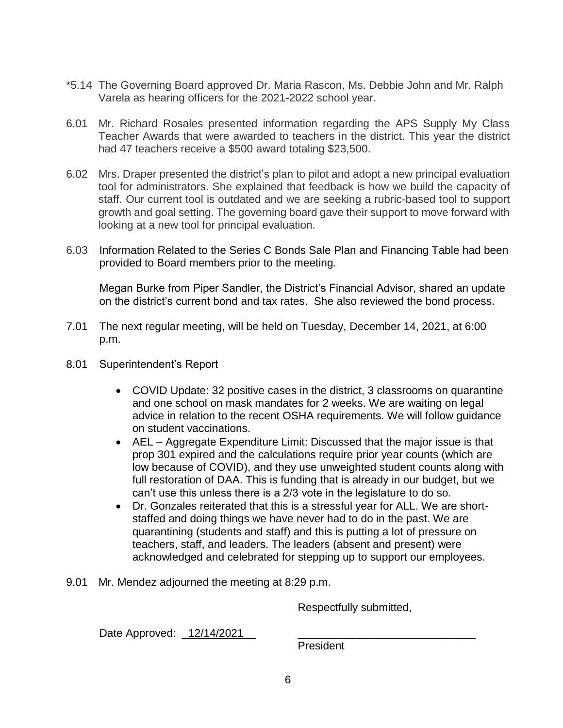*5.14 The Governing Board approved Dr. Maria Rascon, Ms. Debbie John and Mr. Ralph Varela as hearing officers for the 2021-2022 school year.

6.01 Mr. Richard Rosales presented information regarding the APS Supply My Class Teacher Awards that were awarded to teachers in the district. This year the district had 47 teachers receive a $500 award totaling $23,500.

6.02 Mrs. Draper presented the district's plan to pilot and adopt a new principal evaluation tool for administrators. She explained that feedback is how we build the capacity of staff. Our current tool is outdated and we are seeking a rubric-based tool to support growth and goal setting. The governing board gave their support to move forward with looking at a new tool for principal evaluation.

6.03 Information Related to the Series C Bonds Sale Plan and Financing Table had been provided to Board members prior to the meeting.

Megan Burke from Piper Sandler, the District's Financial Advisor, shared an update on the district's current bond and tax rates. She also reviewed the bond process.

7.01 The next regular meeting, will be held on Tuesday, December 14, 2021, at 6:00 p.m.

8.01 Superintendent's Report

- COVID Update: 32 positive cases in the district, 3 classrooms on quarantine and one school on mask mandates for 2 weeks. We are waiting on legal advice in relation to the recent OSHA requirements. We will follow guidance on student vaccinations.
- AEL – Aggregate Expenditure Limit: Discussed that the major issue is that prop 301 expired and the calculations require prior year counts (which are low because of COVID), and they use unweighted student counts along with full restoration of DAA. This is funding that is already in our budget, but we can't use this unless there is a 2/3 vote in the legislature to do so.
- Dr. Gonzales reiterated that this is a stressful year for ALL. We are short-staffed and doing things we have never had to do in the past. We are quarantining (students and staff) and this is putting a lot of pressure on teachers, staff, and leaders. The leaders (absent and present) were acknowledged and celebrated for stepping up to support our employees.

9.01 Mr. Mendez adjourned the meeting at 8:29 p.m.

Respectfully submitted,

Date Approved: _12/14/2021__

_____________________________

President